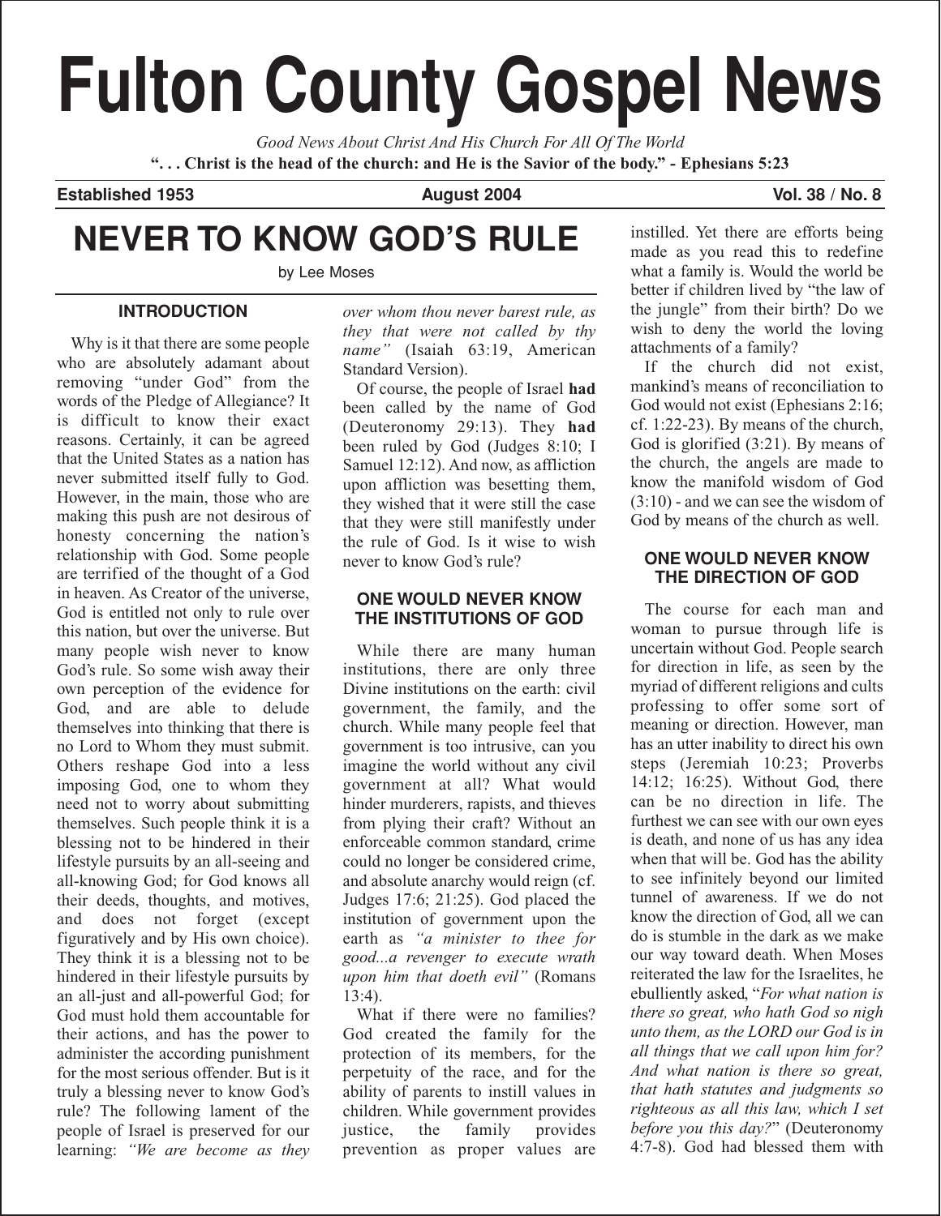# Fulton County Gospel News

*Good News About Christ And His Church For All Of The World*

**". . . Christ is the head of the church: and He is the Savior of the body." - Ephesians 5:23**

**Established 1953** **August 2004** **Vol. 38 / No. 8**

## NEVER TO KNOW GOD'S RULE

by Lee Moses

### INTRODUCTION

Why is it that there are some people who are absolutely adamant about removing "under God" from the words of the Pledge of Allegiance? It is difficult to know their exact reasons. Certainly, it can be agreed that the United States as a nation has never submitted itself fully to God. However, in the main, those who are making this push are not desirous of honesty concerning the nation's relationship with God. Some people are terrified of the thought of a God in heaven. As Creator of the universe, God is entitled not only to rule over this nation, but over the universe. But many people wish never to know God's rule. So some wish away their own perception of the evidence for God, and are able to delude themselves into thinking that there is no Lord to Whom they must submit. Others reshape God into a less imposing God, one to whom they need not to worry about submitting themselves. Such people think it is a blessing not to be hindered in their lifestyle pursuits by an all-seeing and all-knowing God; for God knows all their deeds, thoughts, and motives, and does not forget (except figuratively and by His own choice). They think it is a blessing not to be hindered in their lifestyle pursuits by an all-just and all-powerful God; for God must hold them accountable for their actions, and has the power to administer the according punishment for the most serious offender. But is it truly a blessing never to know God's rule? The following lament of the people of Israel is preserved for our learning: *"We are become as they over whom thou never barest rule, as they that were not called by thy name"* (Isaiah 63:19, American Standard Version).

Of course, the people of Israel **had** been called by the name of God (Deuteronomy 29:13). They **had** been ruled by God (Judges 8:10; I Samuel 12:12). And now, as affliction upon affliction was besetting them, they wished that it were still the case that they were still manifestly under the rule of God. Is it wise to wish never to know God's rule?

### ONE WOULD NEVER KNOW THE INSTITUTIONS OF GOD

While there are many human institutions, there are only three Divine institutions on the earth: civil government, the family, and the church. While many people feel that government is too intrusive, can you imagine the world without any civil government at all? What would hinder murderers, rapists, and thieves from plying their craft? Without an enforceable common standard, crime could no longer be considered crime, and absolute anarchy would reign (cf. Judges 17:6; 21:25). God placed the institution of government upon the earth as *"a minister to thee for good...a revenger to execute wrath upon him that doeth evil"* (Romans 13:4).

What if there were no families? God created the family for the protection of its members, for the perpetuity of the race, and for the ability of parents to instill values in children. While government provides justice, the family provides prevention as proper values are instilled. Yet there are efforts being made as you read this to redefine what a family is. Would the world be better if children lived by "the law of the jungle" from their birth? Do we wish to deny the world the loving attachments of a family?

If the church did not exist, mankind's means of reconciliation to God would not exist (Ephesians 2:16; cf. 1:22-23). By means of the church, God is glorified (3:21). By means of the church, the angels are made to know the manifold wisdom of God (3:10) - and we can see the wisdom of God by means of the church as well.

### ONE WOULD NEVER KNOW THE DIRECTION OF GOD

The course for each man and woman to pursue through life is uncertain without God. People search for direction in life, as seen by the myriad of different religions and cults professing to offer some sort of meaning or direction. However, man has an utter inability to direct his own steps (Jeremiah 10:23; Proverbs 14:12; 16:25). Without God, there can be no direction in life. The furthest we can see with our own eyes is death, and none of us has any idea when that will be. God has the ability to see infinitely beyond our limited tunnel of awareness. If we do not know the direction of God, all we can do is stumble in the dark as we make our way toward death. When Moses reiterated the law for the Israelites, he ebulliently asked, "*For what nation is there so great, who hath God so nigh unto them, as the LORD our God is in all things that we call upon him for? And what nation is there so great, that hath statutes and judgments so righteous as all this law, which I set before you this day?*" (Deuteronomy 4:7-8). God had blessed them with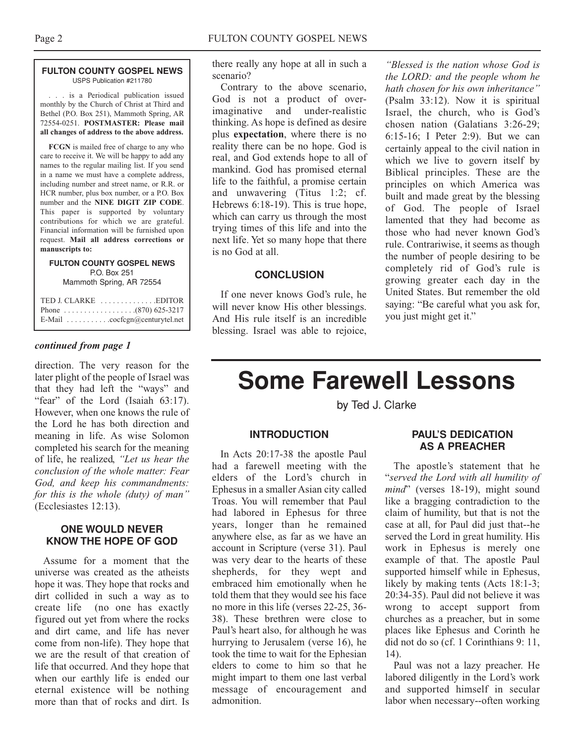**FULTON COUNTY GOSPEL NEWS**
USPS Publication #211780

. . . is a Periodical publication issued monthly by the Church of Christ at Third and Bethel (P.O. Box 251), Mammoth Spring, AR 72554-0251. **POSTMASTER: Please mail all changes of address to the above address.**

**FCGN** is mailed free of charge to any who care to receive it. We will be happy to add any names to the regular mailing list. If you send in a name we must have a complete address, including number and street name, or R.R. or HCR number, plus box number, or a P.O. Box number and the **NINE DIGIT ZIP CODE**. This paper is supported by voluntary contributions for which we are grateful. Financial information will be furnished upon request. **Mail all address corrections or manuscripts to:**

**FULTON COUNTY GOSPEL NEWS**
P.O. Box 251
Mammoth Spring, AR 72554

TED J. CLARKE . . . . . . . . . . . . . .EDITOR
Phone . . . . . . . . . . . . . . . . . .(870) 625-3217
E-Mail . . . . . . . . . . .cocfcgn@centurytel.net

***continued from page 1***

direction. The very reason for the later plight of the people of Israel was that they had left the "ways" and "fear" of the Lord (Isaiah 63:17). However, when one knows the rule of the Lord he has both direction and meaning in life. As wise Solomon completed his search for the meaning of life, he realized, *"Let us hear the conclusion of the whole matter: Fear God, and keep his commandments: for this is the whole (duty) of man"* (Ecclesiastes 12:13).

### ONE WOULD NEVER KNOW THE HOPE OF GOD

Assume for a moment that the universe was created as the atheists hope it was. They hope that rocks and dirt collided in such a way as to create life (no one has exactly figured out yet from where the rocks and dirt came, and life has never come from non-life). They hope that we are the result of that creation of life that occurred. And they hope that when our earthly life is ended our eternal existence will be nothing more than that of rocks and dirt. Is there really any hope at all in such a scenario?

Contrary to the above scenario, God is not a product of over-imaginative and under-realistic thinking. As hope is defined as desire plus **expectation**, where there is no reality there can be no hope. God is real, and God extends hope to all of mankind. God has promised eternal life to the faithful, a promise certain and unwavering (Titus 1:2; cf. Hebrews 6:18-19). This is true hope, which can carry us through the most trying times of this life and into the next life. Yet so many hope that there is no God at all.

### CONCLUSION

If one never knows God's rule, he will never know His other blessings. And His rule itself is an incredible blessing. Israel was able to rejoice, *"Blessed is the nation whose God is the LORD: and the people whom he hath chosen for his own inheritance"* (Psalm 33:12). Now it is spiritual Israel, the church, who is God's chosen nation (Galatians 3:26-29; 6:15-16; I Peter 2:9). But we can certainly appeal to the civil nation in which we live to govern itself by Biblical principles. These are the principles on which America was built and made great by the blessing of God. The people of Israel lamented that they had become as those who had never known God's rule. Contrariwise, it seems as though the number of people desiring to be completely rid of God's rule is growing greater each day in the United States. But remember the old saying: "Be careful what you ask for, you just might get it."

# Some Farewell Lessons

by Ted J. Clarke

### INTRODUCTION

In Acts 20:17-38 the apostle Paul had a farewell meeting with the elders of the Lord's church in Ephesus in a smaller Asian city called Troas. You will remember that Paul had labored in Ephesus for three years, longer than he remained anywhere else, as far as we have an account in Scripture (verse 31). Paul was very dear to the hearts of these shepherds, for they wept and embraced him emotionally when he told them that they would see his face no more in this life (verses 22-25, 36-38). These brethren were close to Paul's heart also, for although he was hurrying to Jerusalem (verse 16), he took the time to wait for the Ephesian elders to come to him so that he might impart to them one last verbal message of encouragement and admonition.

### PAUL'S DEDICATION AS A PREACHER

The apostle's statement that he "*served the Lord with all humility of mind*" (verses 18-19), might sound like a bragging contradiction to the claim of humility, but that is not the case at all, for Paul did just that--he served the Lord in great humility. His work in Ephesus is merely one example of that. The apostle Paul supported himself while in Ephesus, likely by making tents (Acts 18:1-3; 20:34-35). Paul did not believe it was wrong to accept support from churches as a preacher, but in some places like Ephesus and Corinth he did not do so (cf. 1 Corinthians 9: 11, 14).

Paul was not a lazy preacher. He labored diligently in the Lord's work and supported himself in secular labor when necessary--often working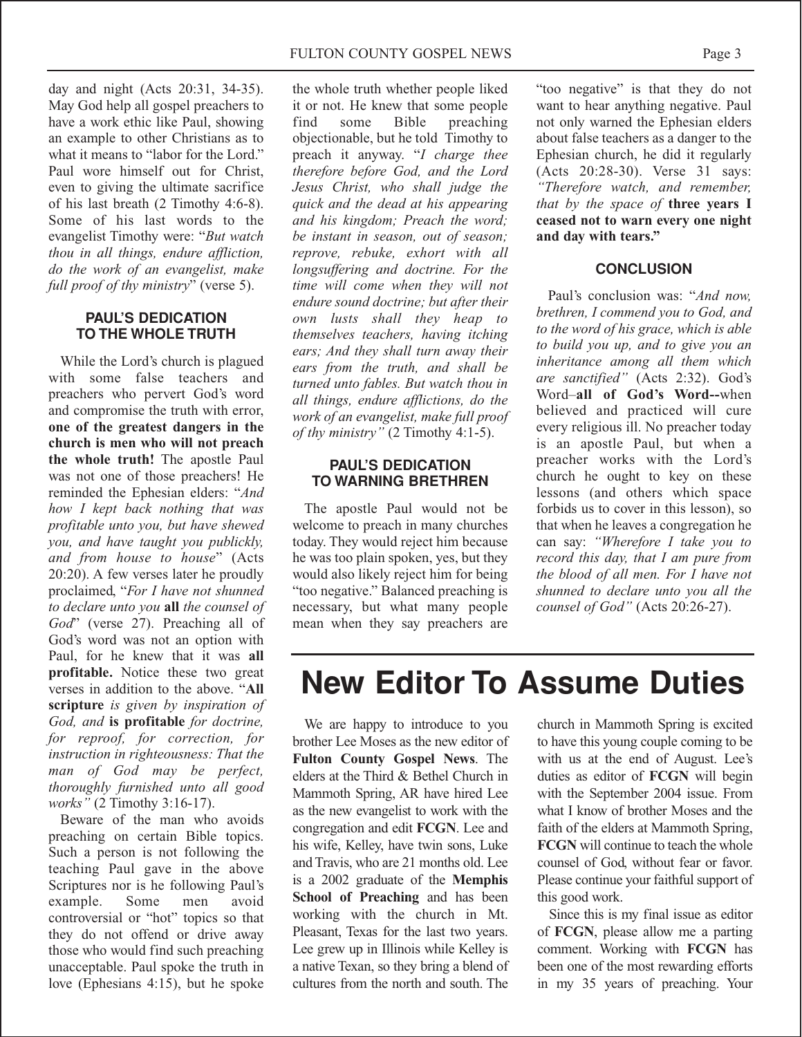day and night (Acts 20:31, 34-35). May God help all gospel preachers to have a work ethic like Paul, showing an example to other Christians as to what it means to "labor for the Lord." Paul wore himself out for Christ, even to giving the ultimate sacrifice of his last breath (2 Timothy 4:6-8). Some of his last words to the evangelist Timothy were: "*But watch thou in all things, endure affliction, do the work of an evangelist, make full proof of thy ministry*" (verse 5).

### PAUL'S DEDICATION TO THE WHOLE TRUTH

While the Lord's church is plagued with some false teachers and preachers who pervert God's word and compromise the truth with error, **one of the greatest dangers in the church is men who will not preach the whole truth!** The apostle Paul was not one of those preachers! He reminded the Ephesian elders: "*And how I kept back nothing that was profitable unto you, but have shewed you, and have taught you publickly, and from house to house*" (Acts 20:20). A few verses later he proudly proclaimed, "*For I have not shunned to declare unto you* **all** *the counsel of God*" (verse 27). Preaching all of God's word was not an option with Paul, for he knew that it was **all profitable.** Notice these two great verses in addition to the above. "**All scripture** *is given by inspiration of God, and* **is profitable** *for doctrine, for reproof, for correction, for instruction in righteousness: That the man of God may be perfect, thoroughly furnished unto all good works"* (2 Timothy 3:16-17).

Beware of the man who avoids preaching on certain Bible topics. Such a person is not following the teaching Paul gave in the above Scriptures nor is he following Paul's example. Some men avoid controversial or "hot" topics so that they do not offend or drive away those who would find such preaching unacceptable. Paul spoke the truth in love (Ephesians 4:15), but he spoke the whole truth whether people liked it or not. He knew that some people find some Bible preaching objectionable, but he told Timothy to preach it anyway. "*I charge thee therefore before God, and the Lord Jesus Christ, who shall judge the quick and the dead at his appearing and his kingdom; Preach the word; be instant in season, out of season; reprove, rebuke, exhort with all longsuffering and doctrine. For the time will come when they will not endure sound doctrine; but after their own lusts shall they heap to themselves teachers, having itching ears; And they shall turn away their ears from the truth, and shall be turned unto fables. But watch thou in all things, endure afflictions, do the work of an evangelist, make full proof of thy ministry"* (2 Timothy 4:1-5).

### PAUL'S DEDICATION TO WARNING BRETHREN

The apostle Paul would not be welcome to preach in many churches today. They would reject him because he was too plain spoken, yes, but they would also likely reject him for being "too negative." Balanced preaching is necessary, but what many people mean when they say preachers are "too negative" is that they do not want to hear anything negative. Paul not only warned the Ephesian elders about false teachers as a danger to the Ephesian church, he did it regularly (Acts 20:28-30). Verse 31 says: *"Therefore watch, and remember, that by the space of* **three years I ceased not to warn every one night and day with tears."**

### CONCLUSION

Paul's conclusion was: "*And now, brethren, I commend you to God, and to the word of his grace, which is able to build you up, and to give you an inheritance among all them which are sanctified"* (Acts 2:32). God's Word–**all of God's Word--**when believed and practiced will cure every religious ill. No preacher today is an apostle Paul, but when a preacher works with the Lord's church he ought to key on these lessons (and others which space forbids us to cover in this lesson), so that when he leaves a congregation he can say: *"Wherefore I take you to record this day, that I am pure from the blood of all men. For I have not shunned to declare unto you all the counsel of God"* (Acts 20:26-27).

# New Editor To Assume Duties

We are happy to introduce to you brother Lee Moses as the new editor of **Fulton County Gospel News**. The elders at the Third & Bethel Church in Mammoth Spring, AR have hired Lee as the new evangelist to work with the congregation and edit **FCGN**. Lee and his wife, Kelley, have twin sons, Luke and Travis, who are 21 months old. Lee is a 2002 graduate of the **Memphis School of Preaching** and has been working with the church in Mt. Pleasant, Texas for the last two years. Lee grew up in Illinois while Kelley is a native Texan, so they bring a blend of cultures from the north and south. The church in Mammoth Spring is excited to have this young couple coming to be with us at the end of August. Lee's duties as editor of **FCGN** will begin with the September 2004 issue. From what I know of brother Moses and the faith of the elders at Mammoth Spring, **FCGN** will continue to teach the whole counsel of God, without fear or favor. Please continue your faithful support of this good work.

Since this is my final issue as editor of **FCGN**, please allow me a parting comment. Working with **FCGN** has been one of the most rewarding efforts in my 35 years of preaching. Your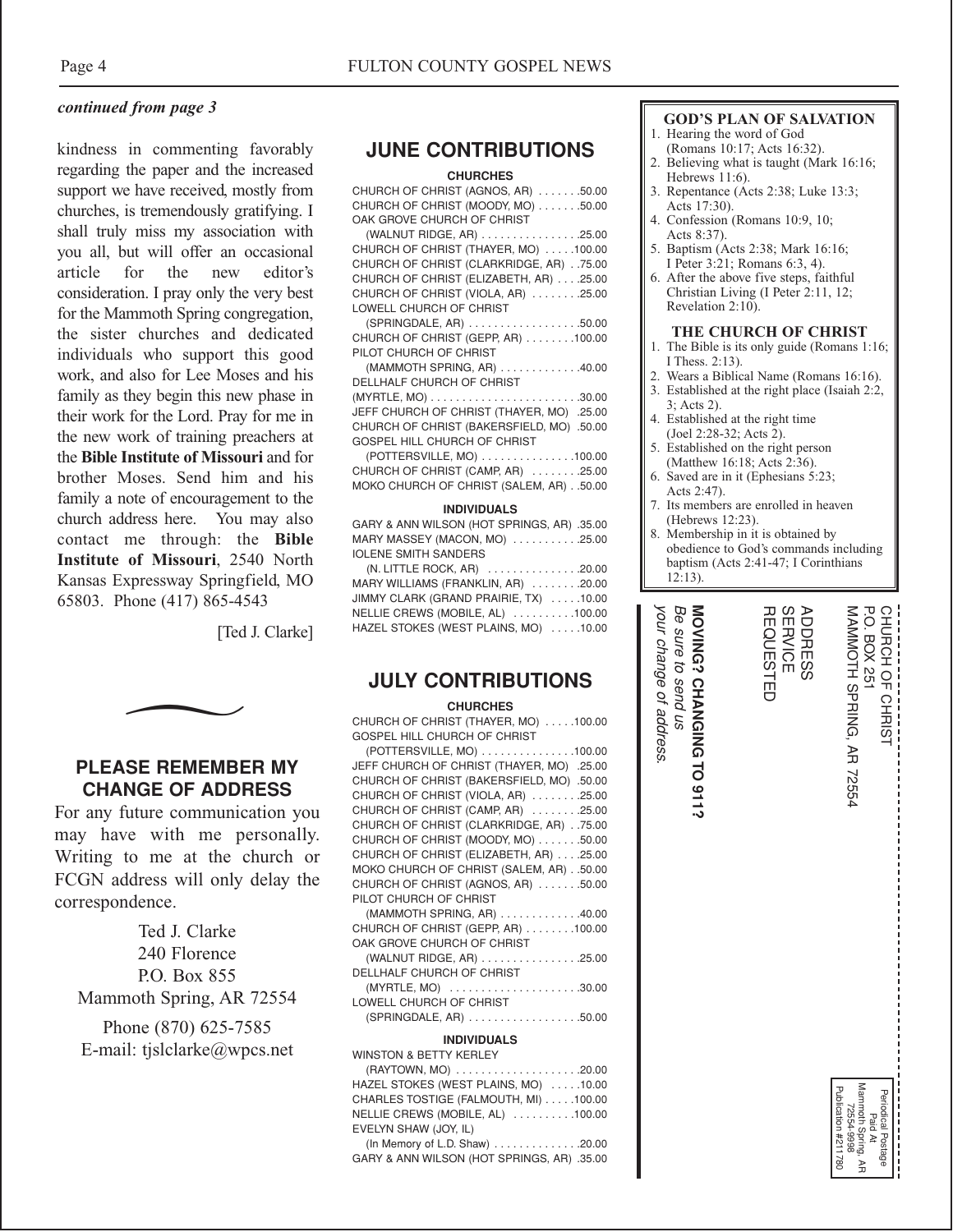*continued from page 3*

kindness in commenting favorably regarding the paper and the increased support we have received, mostly from churches, is tremendously gratifying. I shall truly miss my association with you all, but will offer an occasional article for the new editor's consideration. I pray only the very best for the Mammoth Spring congregation, the sister churches and dedicated individuals who support this good work, and also for Lee Moses and his family as they begin this new phase in their work for the Lord. Pray for me in the new work of training preachers at the **Bible Institute of Missouri** and for brother Moses. Send him and his family a note of encouragement to the church address here. You may also contact me through: the **Bible Institute of Missouri**, 2540 North Kansas Expressway Springfield, MO 65803. Phone (417) 865-4543

[Ted J. Clarke]

## PLEASE REMEMBER MY CHANGE OF ADDRESS

For any future communication you may have with me personally. Writing to me at the church or FCGN address will only delay the correspondence.

Ted J. Clarke
240 Florence
P.O. Box 855
Mammoth Spring, AR 72554

Phone (870) 625-7585
E-mail: tjslclarke@wpcs.net

## JUNE CONTRIBUTIONS

### CHURCHES

CHURCH OF CHRIST (AGNOS, AR) .......50.00
CHURCH OF CHRIST (MOODY, MO) .......50.00
OAK GROVE CHURCH OF CHRIST (WALNUT RIDGE, AR) ...............25.00
CHURCH OF CHRIST (THAYER, MO) .....100.00
CHURCH OF CHRIST (CLARKRIDGE, AR) ..75.00
CHURCH OF CHRIST (ELIZABETH, AR) ....25.00
CHURCH OF CHRIST (VIOLA, AR) ........25.00
LOWELL CHURCH OF CHRIST (SPRINGDALE, AR) .................50.00
CHURCH OF CHRIST (GEPP, AR) ........100.00
PILOT CHURCH OF CHRIST (MAMMOTH SPRING, AR) ............40.00
DELLHALF CHURCH OF CHRIST (MYRTLE, MO) .......................30.00
JEFF CHURCH OF CHRIST (THAYER, MO) .25.00
CHURCH OF CHRIST (BAKERSFIELD, MO) .50.00
GOSPEL HILL CHURCH OF CHRIST (POTTERSVILLE, MO) ..............100.00
CHURCH OF CHRIST (CAMP, AR) ........25.00
MOKO CHURCH OF CHRIST (SALEM, AR) ..50.00

### INDIVIDUALS

GARY & ANN WILSON (HOT SPRINGS, AR) .35.00
MARY MASSEY (MACON, MO) ..........25.00
IOLENE SMITH SANDERS (N. LITTLE ROCK, AR) ..............20.00
MARY WILLIAMS (FRANKLIN, AR) ........20.00
JIMMY CLARK (GRAND PRAIRIE, TX) .....10.00
NELLIE CREWS (MOBILE, AL) ..........100.00
HAZEL STOKES (WEST PLAINS, MO) .....10.00

## JULY CONTRIBUTIONS

### CHURCHES

CHURCH OF CHRIST (THAYER, MO) .....100.00
GOSPEL HILL CHURCH OF CHRIST (POTTERSVILLE, MO) ..............100.00
JEFF CHURCH OF CHRIST (THAYER, MO) .25.00
CHURCH OF CHRIST (BAKERSFIELD, MO) .50.00
CHURCH OF CHRIST (VIOLA, AR) ........25.00
CHURCH OF CHRIST (CAMP, AR) ........25.00
CHURCH OF CHRIST (CLARKRIDGE, AR) ..75.00
CHURCH OF CHRIST (MOODY, MO) .......50.00
CHURCH OF CHRIST (ELIZABETH, AR) ....25.00
MOKO CHURCH OF CHRIST (SALEM, AR) ..50.00
CHURCH OF CHRIST (AGNOS, AR) .......50.00
PILOT CHURCH OF CHRIST (MAMMOTH SPRING, AR) ............40.00
CHURCH OF CHRIST (GEPP, AR) ........100.00
OAK GROVE CHURCH OF CHRIST (WALNUT RIDGE, AR) ...............25.00
DELLHALF CHURCH OF CHRIST (MYRTLE, MO) ....................30.00
LOWELL CHURCH OF CHRIST (SPRINGDALE, AR) .................50.00

### INDIVIDUALS

WINSTON & BETTY KERLEY (RAYTOWN, MO) ...................20.00
HAZEL STOKES (WEST PLAINS, MO) .....10.00
CHARLES TOSTIGE (FALMOUTH, MI) .....100.00
NELLIE CREWS (MOBILE, AL) ..........100.00
EVELYN SHAW (JOY, IL) (In Memory of L.D. Shaw) .............20.00
GARY & ANN WILSON (HOT SPRINGS, AR) .35.00

### GOD'S PLAN OF SALVATION

1. Hearing the word of God (Romans 10:17; Acts 16:32).
2. Believing what is taught (Mark 16:16; Hebrews 11:6).
3. Repentance (Acts 2:38; Luke 13:3; Acts 17:30).
4. Confession (Romans 10:9, 10; Acts 8:37).
5. Baptism (Acts 2:38; Mark 16:16; I Peter 3:21; Romans 6:3, 4).
6. After the above five steps, faithful Christian Living (I Peter 2:11, 12; Revelation 2:10).

### THE CHURCH OF CHRIST

1. The Bible is its only guide (Romans 1:16; I Thess. 2:13).
2. Wears a Biblical Name (Romans 16:16).
3. Established at the right place (Isaiah 2:2, 3; Acts 2).
4. Established at the right time (Joel 2:28-32; Acts 2).
5. Established on the right person (Matthew 16:18; Acts 2:36).
6. Saved are in it (Ephesians 5:23; Acts 2:47).
7. Its members are enrolled in heaven (Hebrews 12:23).
8. Membership in it is obtained by obedience to God's commands including baptism (Acts 2:41-47; I Corinthians 12:13).

CHURCH OF CHRIST
P.O. BOX 251
MAMMOTH SPRING, AR 72554

ADDRESS
SERVICE
REQUESTED

**MOVING? CHANGING TO 911?**
*Be sure to send us your change of address.*

Periodical Postage
Paid At
Mammoth Spring, AR
72554-9998
Publication #211780